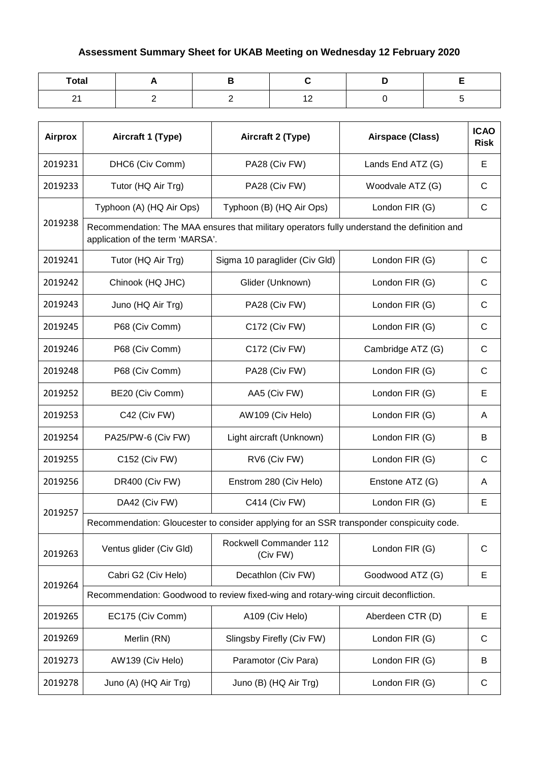# Assessment Summary Sheet for UKAB Meeting on Wednesday 12 February 2020

| Total | A | B | C | D | E |
|---|---|---|---|---|---|
| 21 | 2 | 2 | 12 | 0 | 5 |

| Airprox | Aircraft 1 (Type) | Aircraft 2 (Type) | Airspace (Class) | ICAO Risk |
|---|---|---|---|---|
| 2019231 | DHC6 (Civ Comm) | PA28 (Civ FW) | Lands End ATZ (G) | E |
| 2019233 | Tutor (HQ Air Trg) | PA28 (Civ FW) | Woodvale ATZ (G) | C |
| 2019238 | Typhoon (A) (HQ Air Ops) | Typhoon (B) (HQ Air Ops) | London FIR (G) | C |
| | Recommendation: The MAA ensures that military operators fully understand the definition and application of the term 'MARSA'. | | | |
| 2019241 | Tutor (HQ Air Trg) | Sigma 10 paraglider (Civ Gld) | London FIR (G) | C |
| 2019242 | Chinook (HQ JHC) | Glider (Unknown) | London FIR (G) | C |
| 2019243 | Juno (HQ Air Trg) | PA28 (Civ FW) | London FIR (G) | C |
| 2019245 | P68 (Civ Comm) | C172 (Civ FW) | London FIR (G) | C |
| 2019246 | P68 (Civ Comm) | C172 (Civ FW) | Cambridge ATZ (G) | C |
| 2019248 | P68 (Civ Comm) | PA28 (Civ FW) | London FIR (G) | C |
| 2019252 | BE20 (Civ Comm) | AA5 (Civ FW) | London FIR (G) | E |
| 2019253 | C42 (Civ FW) | AW109 (Civ Helo) | London FIR (G) | A |
| 2019254 | PA25/PW-6 (Civ FW) | Light aircraft (Unknown) | London FIR (G) | B |
| 2019255 | C152 (Civ FW) | RV6 (Civ FW) | London FIR (G) | C |
| 2019256 | DR400 (Civ FW) | Enstrom 280 (Civ Helo) | Enstone ATZ (G) | A |
| 2019257 | DA42 (Civ FW) | C414 (Civ FW) | London FIR (G) | E |
| | Recommendation: Gloucester to consider applying for an SSR transponder conspicuity code. | | | |
| 2019263 | Ventus glider (Civ Gld) | Rockwell Commander 112 (Civ FW) | London FIR (G) | C |
| 2019264 | Cabri G2 (Civ Helo) | Decathlon (Civ FW) | Goodwood ATZ (G) | E |
| | Recommendation: Goodwood to review fixed-wing and rotary-wing circuit deconfliction. | | | |
| 2019265 | EC175 (Civ Comm) | A109 (Civ Helo) | Aberdeen CTR (D) | E |
| 2019269 | Merlin (RN) | Slingsby Firefly (Civ FW) | London FIR (G) | C |
| 2019273 | AW139 (Civ Helo) | Paramotor (Civ Para) | London FIR (G) | B |
| 2019278 | Juno (A) (HQ Air Trg) | Juno (B) (HQ Air Trg) | London FIR (G) | C |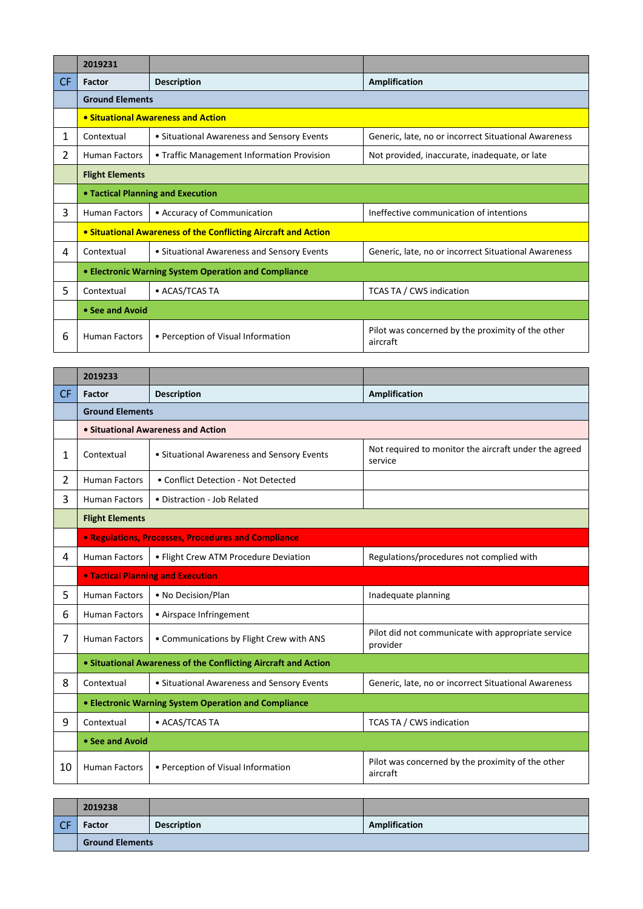| | 2019231 | | |
|---|---|---|---|
| CF | Factor | Description | Amplification |
| | **Ground Elements** | | |
| | **• Situational Awareness and Action** | | |
| 1 | Contextual | • Situational Awareness and Sensory Events | Generic, late, no or incorrect Situational Awareness |
| 2 | Human Factors | • Traffic Management Information Provision | Not provided, inaccurate, inadequate, or late |
| | **Flight Elements** | | |
| | **• Tactical Planning and Execution** | | |
| 3 | Human Factors | • Accuracy of Communication | Ineffective communication of intentions |
| | **• Situational Awareness of the Conflicting Aircraft and Action** | | |
| 4 | Contextual | • Situational Awareness and Sensory Events | Generic, late, no or incorrect Situational Awareness |
| | **• Electronic Warning System Operation and Compliance** | | |
| 5 | Contextual | • ACAS/TCAS TA | TCAS TA / CWS indication |
| | **• See and Avoid** | | |
| 6 | Human Factors | • Perception of Visual Information | Pilot was concerned by the proximity of the other aircraft |

| | 2019233 | | |
|---|---|---|---|
| CF | Factor | Description | Amplification |
| | **Ground Elements** | | |
| | **• Situational Awareness and Action** | | |
| 1 | Contextual | • Situational Awareness and Sensory Events | Not required to monitor the aircraft under the agreed service |
| 2 | Human Factors | • Conflict Detection - Not Detected | |
| 3 | Human Factors | • Distraction - Job Related | |
| | **Flight Elements** | | |
| | **• Regulations, Processes, Procedures and Compliance** | | |
| 4 | Human Factors | • Flight Crew ATM Procedure Deviation | Regulations/procedures not complied with |
| | **• Tactical Planning and Execution** | | |
| 5 | Human Factors | • No Decision/Plan | Inadequate planning |
| 6 | Human Factors | • Airspace Infringement | |
| 7 | Human Factors | • Communications by Flight Crew with ANS | Pilot did not communicate with appropriate service provider |
| | **• Situational Awareness of the Conflicting Aircraft and Action** | | |
| 8 | Contextual | • Situational Awareness and Sensory Events | Generic, late, no or incorrect Situational Awareness |
| | **• Electronic Warning System Operation and Compliance** | | |
| 9 | Contextual | • ACAS/TCAS TA | TCAS TA / CWS indication |
| | **• See and Avoid** | | |
| 10 | Human Factors | • Perception of Visual Information | Pilot was concerned by the proximity of the other aircraft |

| | 2019238 | | |
|---|---|---|---|
| CF | Factor | Description | Amplification |
| | **Ground Elements** | | |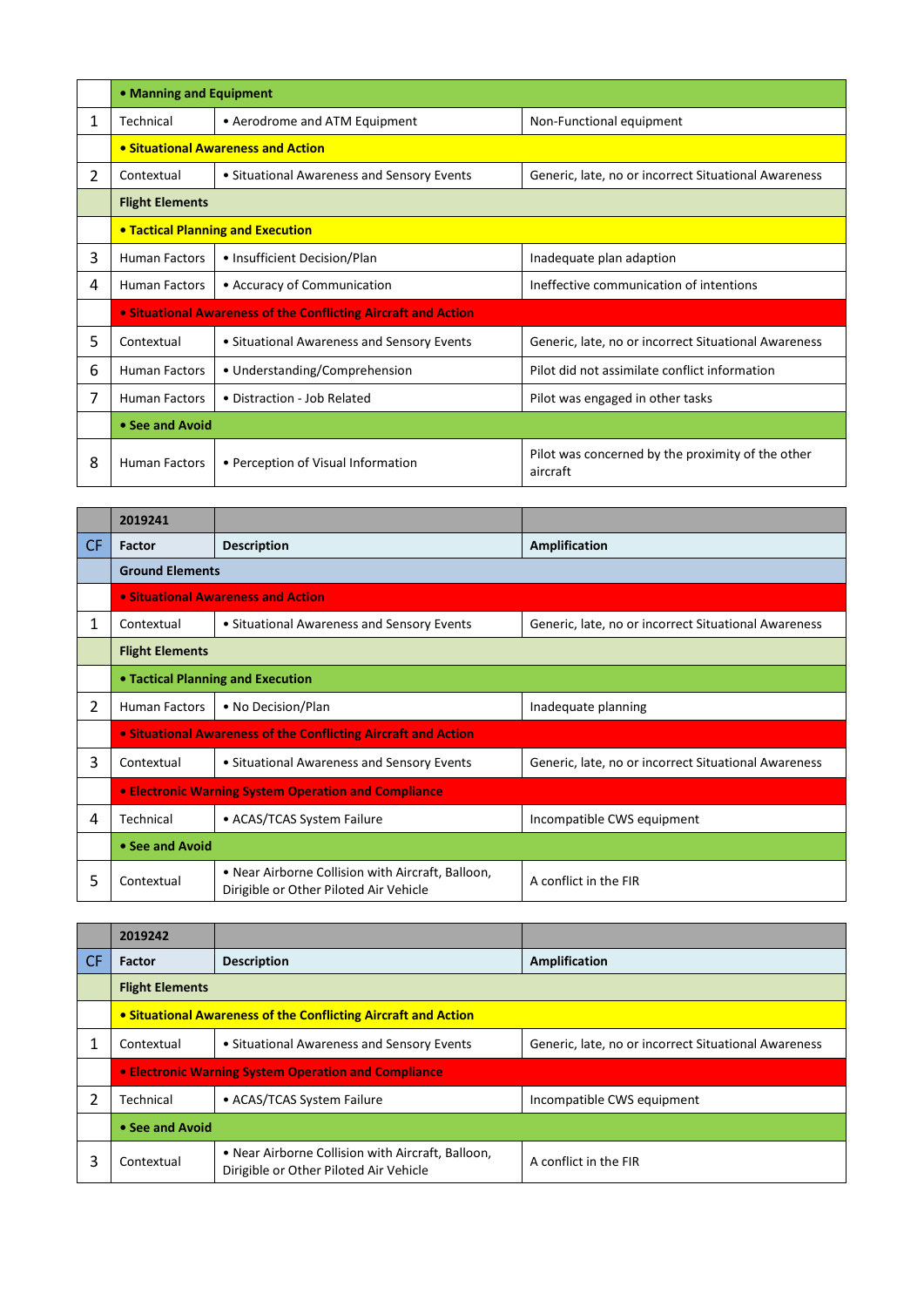| | | | |
|---|---|---|---|
| | • Manning and Equipment | | |
| 1 | Technical | • Aerodrome and ATM Equipment | Non-Functional equipment |
| | • Situational Awareness and Action | | |
| 2 | Contextual | • Situational Awareness and Sensory Events | Generic, late, no or incorrect Situational Awareness |
| | **Flight Elements** | | |
| | • Tactical Planning and Execution | | |
| 3 | Human Factors | • Insufficient Decision/Plan | Inadequate plan adaption |
| 4 | Human Factors | • Accuracy of Communication | Ineffective communication of intentions |
| | • Situational Awareness of the Conflicting Aircraft and Action | | |
| 5 | Contextual | • Situational Awareness and Sensory Events | Generic, late, no or incorrect Situational Awareness |
| 6 | Human Factors | • Understanding/Comprehension | Pilot did not assimilate conflict information |
| 7 | Human Factors | • Distraction - Job Related | Pilot was engaged in other tasks |
| | • See and Avoid | | |
| 8 | Human Factors | • Perception of Visual Information | Pilot was concerned by the proximity of the other aircraft |

| | 2019241 | | |
|---|---|---|---|
| CF | **Factor** | **Description** | **Amplification** |
| | **Ground Elements** | | |
| | • Situational Awareness and Action | | |
| 1 | Contextual | • Situational Awareness and Sensory Events | Generic, late, no or incorrect Situational Awareness |
| | **Flight Elements** | | |
| | • Tactical Planning and Execution | | |
| 2 | Human Factors | • No Decision/Plan | Inadequate planning |
| | • Situational Awareness of the Conflicting Aircraft and Action | | |
| 3 | Contextual | • Situational Awareness and Sensory Events | Generic, late, no or incorrect Situational Awareness |
| | • Electronic Warning System Operation and Compliance | | |
| 4 | Technical | • ACAS/TCAS System Failure | Incompatible CWS equipment |
| | • See and Avoid | | |
| 5 | Contextual | • Near Airborne Collision with Aircraft, Balloon, Dirigible or Other Piloted Air Vehicle | A conflict in the FIR |

| | 2019242 | | |
|---|---|---|---|
| CF | **Factor** | **Description** | **Amplification** |
| | **Flight Elements** | | |
| | • Situational Awareness of the Conflicting Aircraft and Action | | |
| 1 | Contextual | • Situational Awareness and Sensory Events | Generic, late, no or incorrect Situational Awareness |
| | • Electronic Warning System Operation and Compliance | | |
| 2 | Technical | • ACAS/TCAS System Failure | Incompatible CWS equipment |
| | • See and Avoid | | |
| 3 | Contextual | • Near Airborne Collision with Aircraft, Balloon, Dirigible or Other Piloted Air Vehicle | A conflict in the FIR |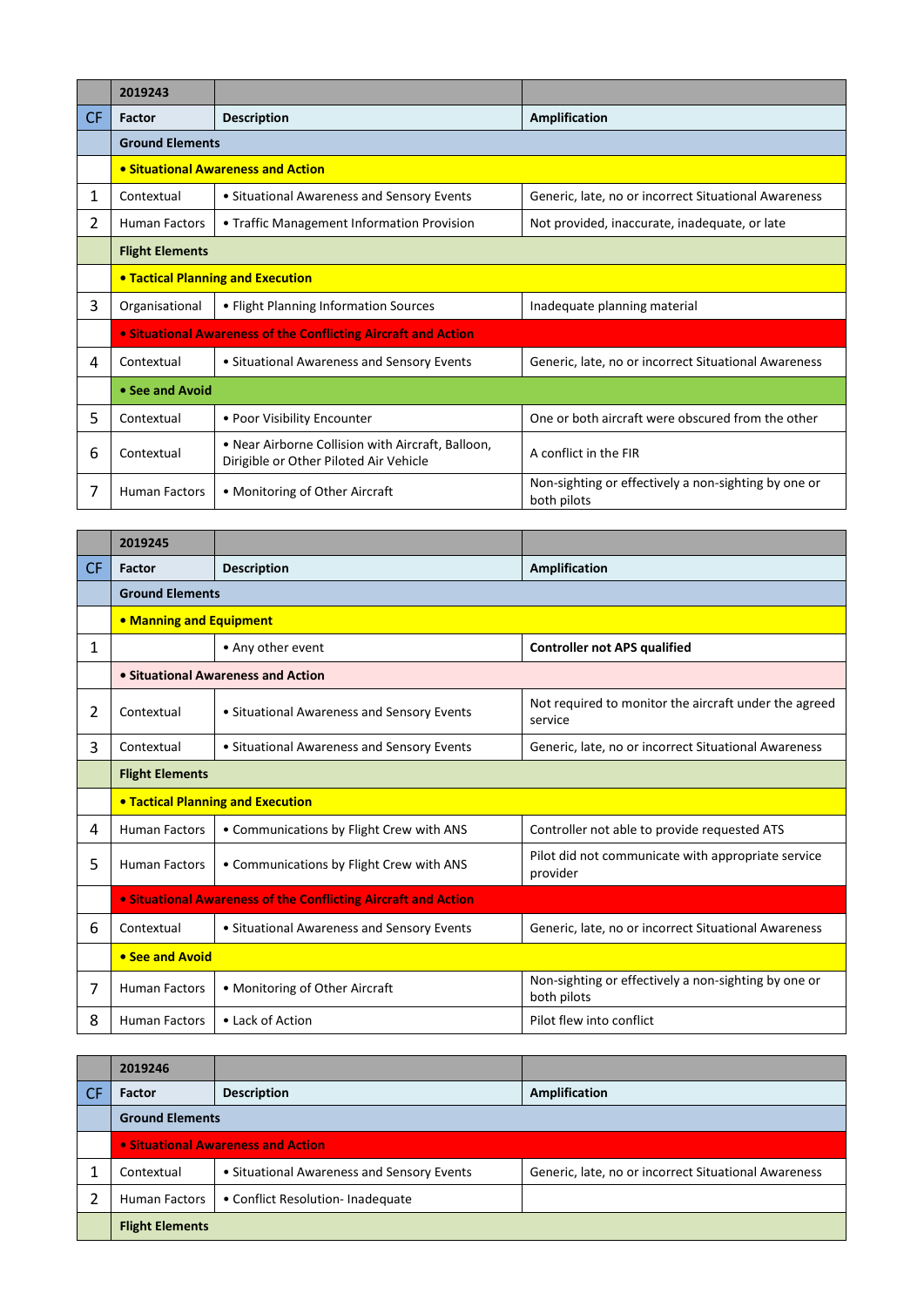| | 2019243 | | |
|---|---|---|---|
| CF | Factor | Description | Amplification |
| | **Ground Elements** | | |
| | **• Situational Awareness and Action** | | |
| 1 | Contextual | • Situational Awareness and Sensory Events | Generic, late, no or incorrect Situational Awareness |
| 2 | Human Factors | • Traffic Management Information Provision | Not provided, inaccurate, inadequate, or late |
| | **Flight Elements** | | |
| | **• Tactical Planning and Execution** | | |
| 3 | Organisational | • Flight Planning Information Sources | Inadequate planning material |
| | **• Situational Awareness of the Conflicting Aircraft and Action** | | |
| 4 | Contextual | • Situational Awareness and Sensory Events | Generic, late, no or incorrect Situational Awareness |
| | **• See and Avoid** | | |
| 5 | Contextual | • Poor Visibility Encounter | One or both aircraft were obscured from the other |
| 6 | Contextual | • Near Airborne Collision with Aircraft, Balloon, Dirigible or Other Piloted Air Vehicle | A conflict in the FIR |
| 7 | Human Factors | • Monitoring of Other Aircraft | Non-sighting or effectively a non-sighting by one or both pilots |

| | 2019245 | | |
|---|---|---|---|
| CF | Factor | Description | Amplification |
| | **Ground Elements** | | |
| | **• Manning and Equipment** | | |
| 1 | | • Any other event | **Controller not APS qualified** |
| | **• Situational Awareness and Action** | | |
| 2 | Contextual | • Situational Awareness and Sensory Events | Not required to monitor the aircraft under the agreed service |
| 3 | Contextual | • Situational Awareness and Sensory Events | Generic, late, no or incorrect Situational Awareness |
| | **Flight Elements** | | |
| | **• Tactical Planning and Execution** | | |
| 4 | Human Factors | • Communications by Flight Crew with ANS | Controller not able to provide requested ATS |
| 5 | Human Factors | • Communications by Flight Crew with ANS | Pilot did not communicate with appropriate service provider |
| | **• Situational Awareness of the Conflicting Aircraft and Action** | | |
| 6 | Contextual | • Situational Awareness and Sensory Events | Generic, late, no or incorrect Situational Awareness |
| | **• See and Avoid** | | |
| 7 | Human Factors | • Monitoring of Other Aircraft | Non-sighting or effectively a non-sighting by one or both pilots |
| 8 | Human Factors | • Lack of Action | Pilot flew into conflict |

| | 2019246 | | |
|---|---|---|---|
| CF | Factor | Description | Amplification |
| | **Ground Elements** | | |
| | **• Situational Awareness and Action** | | |
| 1 | Contextual | • Situational Awareness and Sensory Events | Generic, late, no or incorrect Situational Awareness |
| 2 | Human Factors | • Conflict Resolution- Inadequate | |
| | **Flight Elements** | | |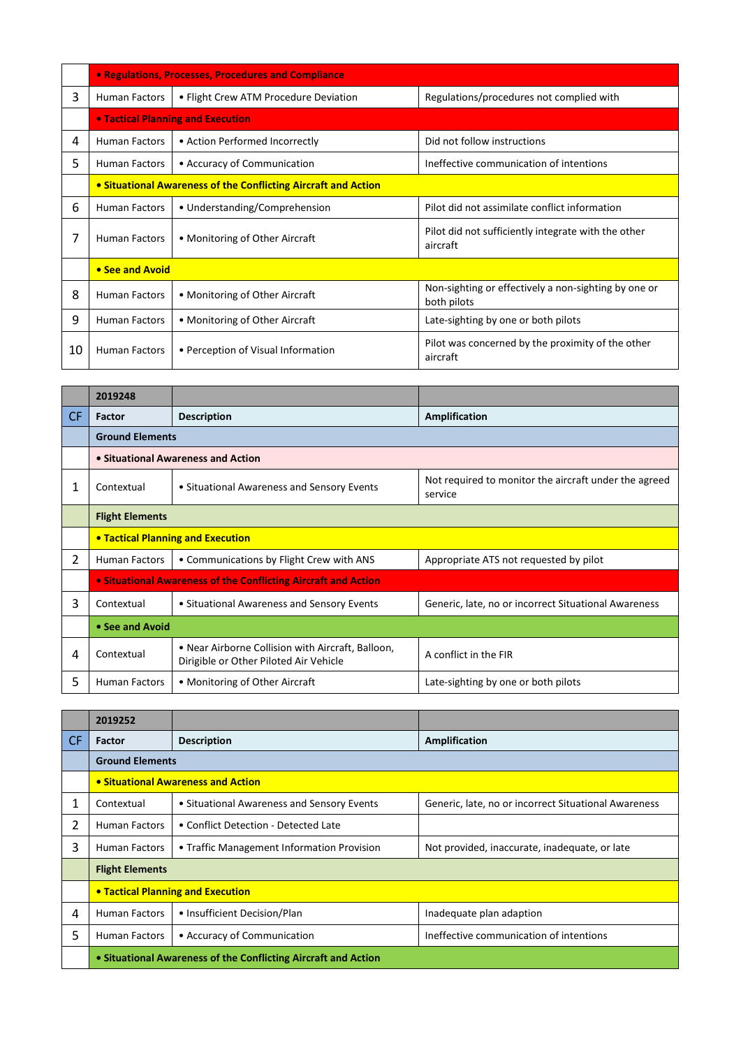| | | | |
|---|---|---|---|
| | • Regulations, Processes, Procedures and Compliance | | |
| 3 | Human Factors | • Flight Crew ATM Procedure Deviation | Regulations/procedures not complied with |
| | • Tactical Planning and Execution | | |
| 4 | Human Factors | • Action Performed Incorrectly | Did not follow instructions |
| 5 | Human Factors | • Accuracy of Communication | Ineffective communication of intentions |
| | • Situational Awareness of the Conflicting Aircraft and Action | | |
| 6 | Human Factors | • Understanding/Comprehension | Pilot did not assimilate conflict information |
| 7 | Human Factors | • Monitoring of Other Aircraft | Pilot did not sufficiently integrate with the other aircraft |
| | • See and Avoid | | |
| 8 | Human Factors | • Monitoring of Other Aircraft | Non-sighting or effectively a non-sighting by one or both pilots |
| 9 | Human Factors | • Monitoring of Other Aircraft | Late-sighting by one or both pilots |
| 10 | Human Factors | • Perception of Visual Information | Pilot was concerned by the proximity of the other aircraft |

| | 2019248 | | |
|---|---|---|---|
| CF | Factor | Description | Amplification |
| | Ground Elements | | |
| | • Situational Awareness and Action | | |
| 1 | Contextual | • Situational Awareness and Sensory Events | Not required to monitor the aircraft under the agreed service |
| | Flight Elements | | |
| | • Tactical Planning and Execution | | |
| 2 | Human Factors | • Communications by Flight Crew with ANS | Appropriate ATS not requested by pilot |
| | • Situational Awareness of the Conflicting Aircraft and Action | | |
| 3 | Contextual | • Situational Awareness and Sensory Events | Generic, late, no or incorrect Situational Awareness |
| | • See and Avoid | | |
| 4 | Contextual | • Near Airborne Collision with Aircraft, Balloon, Dirigible or Other Piloted Air Vehicle | A conflict in the FIR |
| 5 | Human Factors | • Monitoring of Other Aircraft | Late-sighting by one or both pilots |

| | 2019252 | | |
|---|---|---|---|
| CF | Factor | Description | Amplification |
| | Ground Elements | | |
| | • Situational Awareness and Action | | |
| 1 | Contextual | • Situational Awareness and Sensory Events | Generic, late, no or incorrect Situational Awareness |
| 2 | Human Factors | • Conflict Detection - Detected Late | |
| 3 | Human Factors | • Traffic Management Information Provision | Not provided, inaccurate, inadequate, or late |
| | Flight Elements | | |
| | • Tactical Planning and Execution | | |
| 4 | Human Factors | • Insufficient Decision/Plan | Inadequate plan adaption |
| 5 | Human Factors | • Accuracy of Communication | Ineffective communication of intentions |
| | • Situational Awareness of the Conflicting Aircraft and Action | | |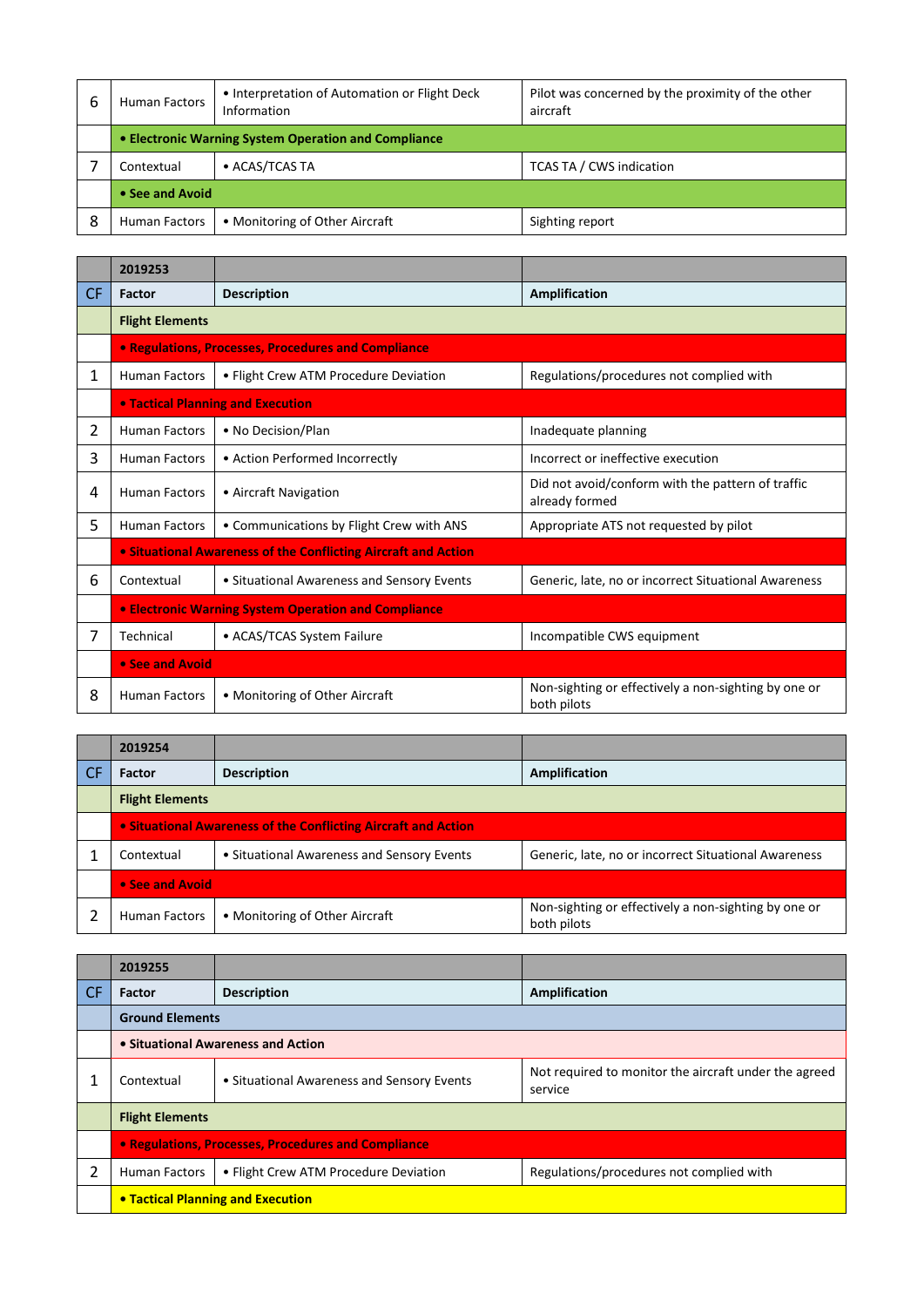| 6 | Human Factors | • Interpretation of Automation or Flight Deck Information | Pilot was concerned by the proximity of the other aircraft |
|---|---|---|---|
| | **• Electronic Warning System Operation and Compliance** | | |
| 7 | Contextual | • ACAS/TCAS TA | TCAS TA / CWS indication |
| | **• See and Avoid** | | |
| 8 | Human Factors | • Monitoring of Other Aircraft | Sighting report |

| | 2019253 | | |
|---|---|---|---|
| CF | **Factor** | **Description** | **Amplification** |
| | **Flight Elements** | | |
| | **• Regulations, Processes, Procedures and Compliance** | | |
| 1 | Human Factors | • Flight Crew ATM Procedure Deviation | Regulations/procedures not complied with |
| | **• Tactical Planning and Execution** | | |
| 2 | Human Factors | • No Decision/Plan | Inadequate planning |
| 3 | Human Factors | • Action Performed Incorrectly | Incorrect or ineffective execution |
| 4 | Human Factors | • Aircraft Navigation | Did not avoid/conform with the pattern of traffic already formed |
| 5 | Human Factors | • Communications by Flight Crew with ANS | Appropriate ATS not requested by pilot |
| | **• Situational Awareness of the Conflicting Aircraft and Action** | | |
| 6 | Contextual | • Situational Awareness and Sensory Events | Generic, late, no or incorrect Situational Awareness |
| | **• Electronic Warning System Operation and Compliance** | | |
| 7 | Technical | • ACAS/TCAS System Failure | Incompatible CWS equipment |
| | **• See and Avoid** | | |
| 8 | Human Factors | • Monitoring of Other Aircraft | Non-sighting or effectively a non-sighting by one or both pilots |

| | 2019254 | | |
|---|---|---|---|
| CF | **Factor** | **Description** | **Amplification** |
| | **Flight Elements** | | |
| | **• Situational Awareness of the Conflicting Aircraft and Action** | | |
| 1 | Contextual | • Situational Awareness and Sensory Events | Generic, late, no or incorrect Situational Awareness |
| | **• See and Avoid** | | |
| 2 | Human Factors | • Monitoring of Other Aircraft | Non-sighting or effectively a non-sighting by one or both pilots |

| | 2019255 | | |
|---|---|---|---|
| CF | **Factor** | **Description** | **Amplification** |
| | **Ground Elements** | | |
| | **• Situational Awareness and Action** | | |
| 1 | Contextual | • Situational Awareness and Sensory Events | Not required to monitor the aircraft under the agreed service |
| | **Flight Elements** | | |
| | **• Regulations, Processes, Procedures and Compliance** | | |
| 2 | Human Factors | • Flight Crew ATM Procedure Deviation | Regulations/procedures not complied with |
| | **• Tactical Planning and Execution** | | |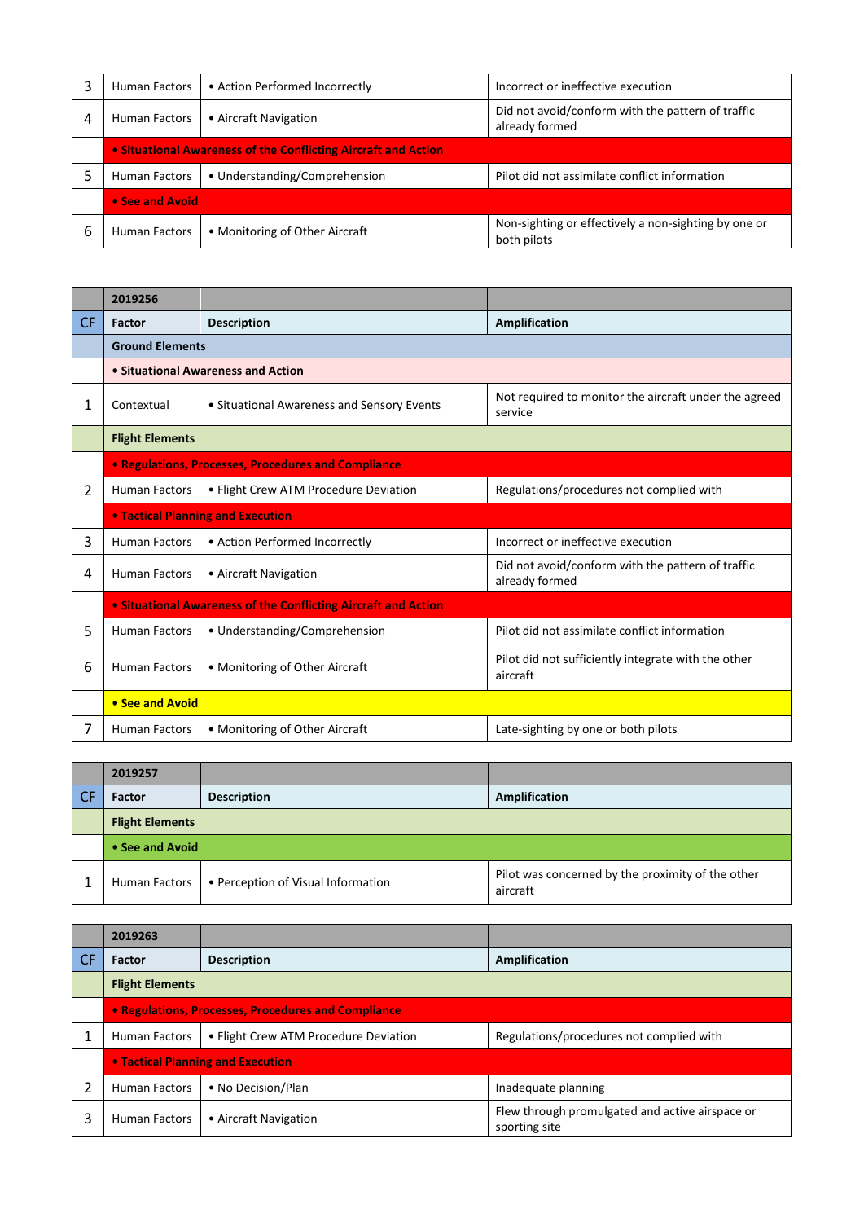| 3 | Human Factors | • Action Performed Incorrectly | Incorrect or ineffective execution |
|---|---|---|---|
| 4 | Human Factors | • Aircraft Navigation | Did not avoid/conform with the pattern of traffic already formed |
| | **• Situational Awareness of the Conflicting Aircraft and Action** | | |
| 5 | Human Factors | • Understanding/Comprehension | Pilot did not assimilate conflict information |
| | **• See and Avoid** | | |
| 6 | Human Factors | • Monitoring of Other Aircraft | Non-sighting or effectively a non-sighting by one or both pilots |

| | **2019256** | | |
|---|---|---|---|
| CF | **Factor** | **Description** | **Amplification** |
| | **Ground Elements** | | |
| | **• Situational Awareness and Action** | | |
| 1 | Contextual | • Situational Awareness and Sensory Events | Not required to monitor the aircraft under the agreed service |
| | **Flight Elements** | | |
| | **• Regulations, Processes, Procedures and Compliance** | | |
| 2 | Human Factors | • Flight Crew ATM Procedure Deviation | Regulations/procedures not complied with |
| | **• Tactical Planning and Execution** | | |
| 3 | Human Factors | • Action Performed Incorrectly | Incorrect or ineffective execution |
| 4 | Human Factors | • Aircraft Navigation | Did not avoid/conform with the pattern of traffic already formed |
| | **• Situational Awareness of the Conflicting Aircraft and Action** | | |
| 5 | Human Factors | • Understanding/Comprehension | Pilot did not assimilate conflict information |
| 6 | Human Factors | • Monitoring of Other Aircraft | Pilot did not sufficiently integrate with the other aircraft |
| | **• See and Avoid** | | |
| 7 | Human Factors | • Monitoring of Other Aircraft | Late-sighting by one or both pilots |

| | **2019257** | | |
|---|---|---|---|
| CF | **Factor** | **Description** | **Amplification** |
| | **Flight Elements** | | |
| | **• See and Avoid** | | |
| 1 | Human Factors | • Perception of Visual Information | Pilot was concerned by the proximity of the other aircraft |

| | **2019263** | | |
|---|---|---|---|
| CF | **Factor** | **Description** | **Amplification** |
| | **Flight Elements** | | |
| | **• Regulations, Processes, Procedures and Compliance** | | |
| 1 | Human Factors | • Flight Crew ATM Procedure Deviation | Regulations/procedures not complied with |
| | **• Tactical Planning and Execution** | | |
| 2 | Human Factors | • No Decision/Plan | Inadequate planning |
| 3 | Human Factors | • Aircraft Navigation | Flew through promulgated and active airspace or sporting site |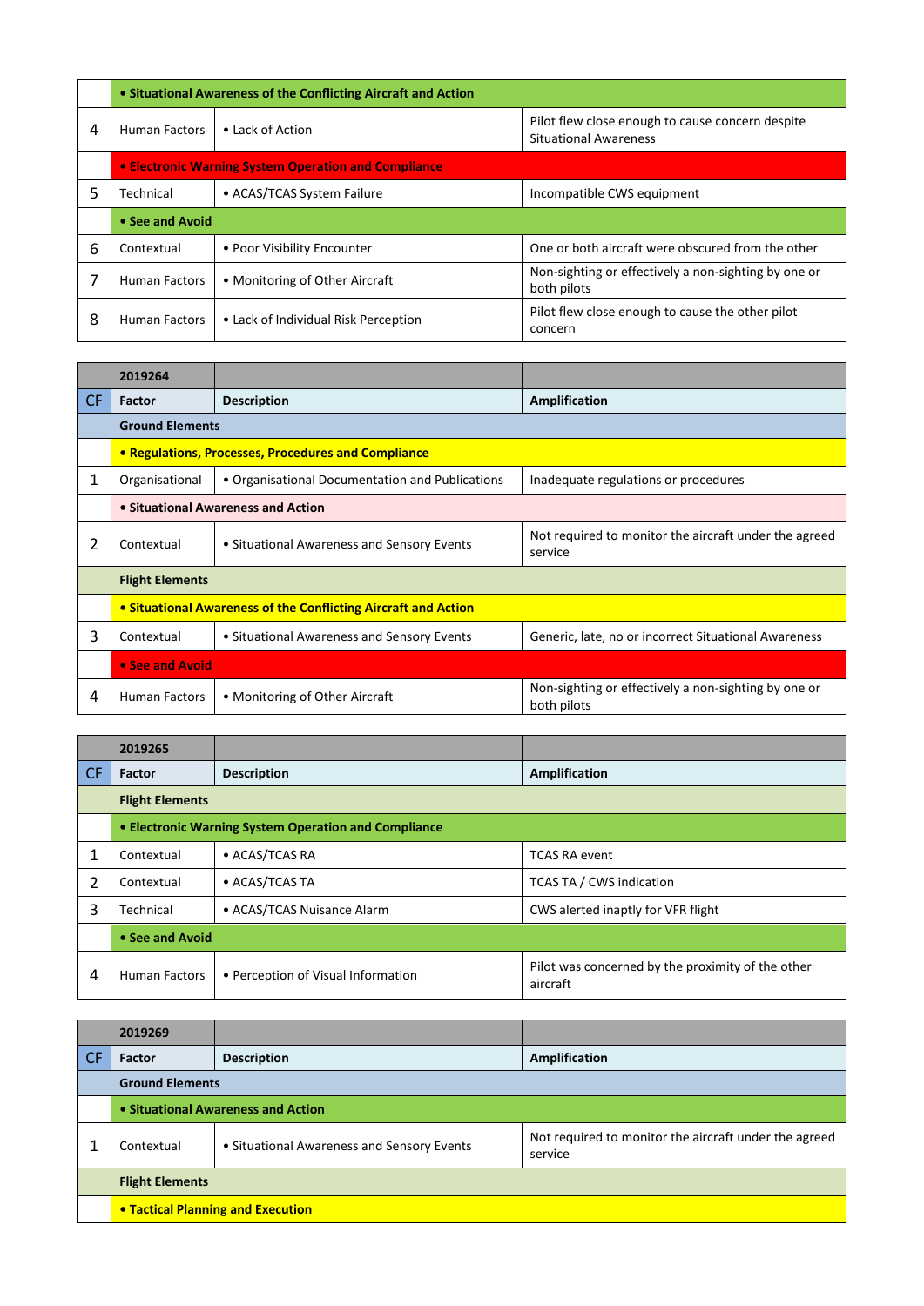| | | | |
|---|---|---|---|
| | • Situational Awareness of the Conflicting Aircraft and Action | | |
| 4 | Human Factors | • Lack of Action | Pilot flew close enough to cause concern despite Situational Awareness |
| | • Electronic Warning System Operation and Compliance | | |
| 5 | Technical | • ACAS/TCAS System Failure | Incompatible CWS equipment |
| | • See and Avoid | | |
| 6 | Contextual | • Poor Visibility Encounter | One or both aircraft were obscured from the other |
| 7 | Human Factors | • Monitoring of Other Aircraft | Non-sighting or effectively a non-sighting by one or both pilots |
| 8 | Human Factors | • Lack of Individual Risk Perception | Pilot flew close enough to cause the other pilot concern |

| | 2019264 | | |
|---|---|---|---|
| CF | Factor | Description | Amplification |
| | Ground Elements | | |
| | • Regulations, Processes, Procedures and Compliance | | |
| 1 | Organisational | • Organisational Documentation and Publications | Inadequate regulations or procedures |
| | • Situational Awareness and Action | | |
| 2 | Contextual | • Situational Awareness and Sensory Events | Not required to monitor the aircraft under the agreed service |
| | Flight Elements | | |
| | • Situational Awareness of the Conflicting Aircraft and Action | | |
| 3 | Contextual | • Situational Awareness and Sensory Events | Generic, late, no or incorrect Situational Awareness |
| | • See and Avoid | | |
| 4 | Human Factors | • Monitoring of Other Aircraft | Non-sighting or effectively a non-sighting by one or both pilots |

| | 2019265 | | |
|---|---|---|---|
| CF | Factor | Description | Amplification |
| | Flight Elements | | |
| | • Electronic Warning System Operation and Compliance | | |
| 1 | Contextual | • ACAS/TCAS RA | TCAS RA event |
| 2 | Contextual | • ACAS/TCAS TA | TCAS TA / CWS indication |
| 3 | Technical | • ACAS/TCAS Nuisance Alarm | CWS alerted inaptly for VFR flight |
| | • See and Avoid | | |
| 4 | Human Factors | • Perception of Visual Information | Pilot was concerned by the proximity of the other aircraft |

| | 2019269 | | |
|---|---|---|---|
| CF | Factor | Description | Amplification |
| | Ground Elements | | |
| | • Situational Awareness and Action | | |
| 1 | Contextual | • Situational Awareness and Sensory Events | Not required to monitor the aircraft under the agreed service |
| | Flight Elements | | |
| | • Tactical Planning and Execution | | |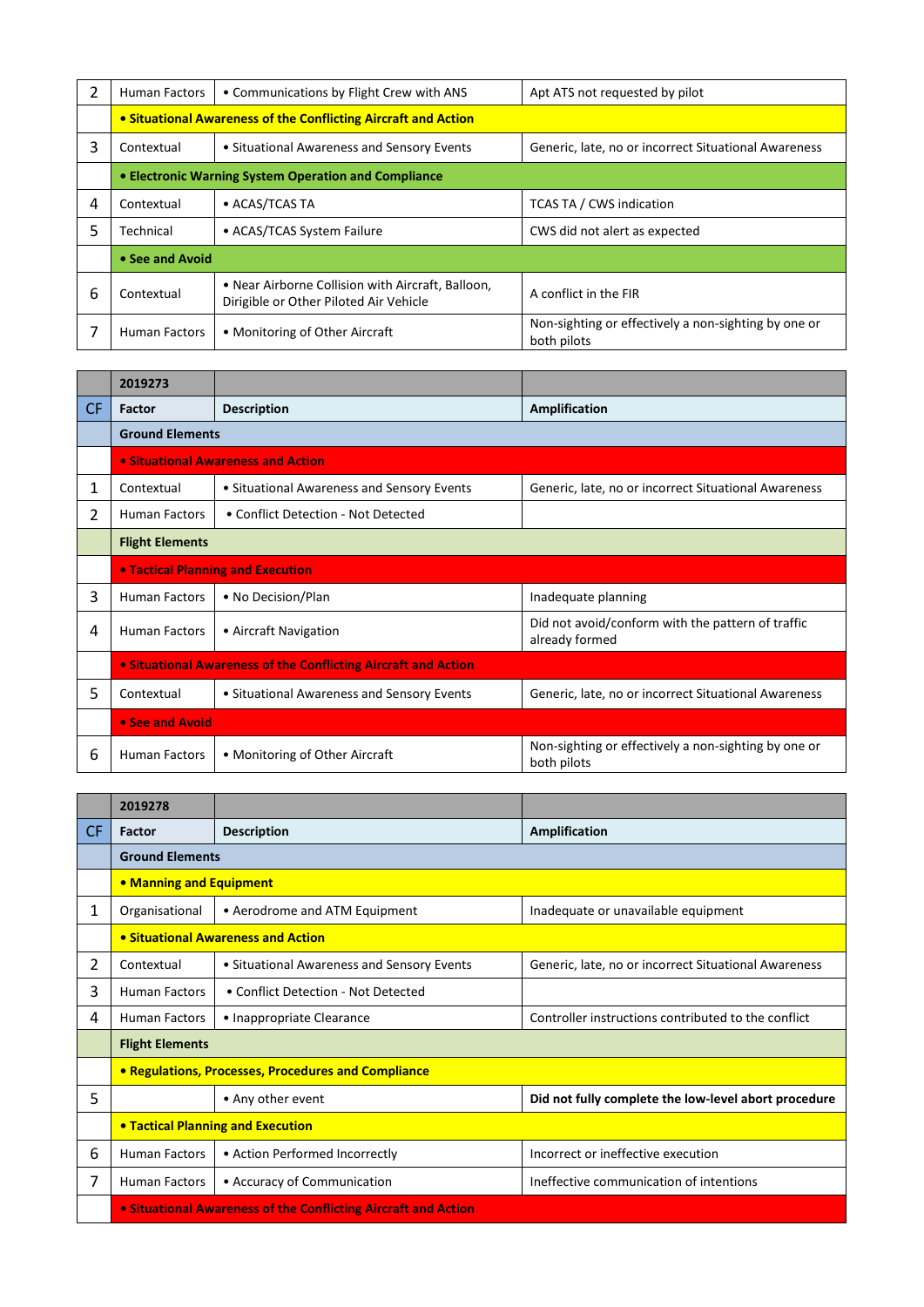| 2 | Human Factors | • Communications by Flight Crew with ANS | Apt ATS not requested by pilot |
|---|---|---|---|
| | **• Situational Awareness of the Conflicting Aircraft and Action** | | |
| 3 | Contextual | • Situational Awareness and Sensory Events | Generic, late, no or incorrect Situational Awareness |
| | **• Electronic Warning System Operation and Compliance** | | |
| 4 | Contextual | • ACAS/TCAS TA | TCAS TA / CWS indication |
| 5 | Technical | • ACAS/TCAS System Failure | CWS did not alert as expected |
| | **• See and Avoid** | | |
| 6 | Contextual | • Near Airborne Collision with Aircraft, Balloon, Dirigible or Other Piloted Air Vehicle | A conflict in the FIR |
| 7 | Human Factors | • Monitoring of Other Aircraft | Non-sighting or effectively a non-sighting by one or both pilots |

| | 2019273 | | |
|---|---|---|---|
| CF | **Factor** | **Description** | **Amplification** |
| | **Ground Elements** | | |
| | **• Situational Awareness and Action** | | |
| 1 | Contextual | • Situational Awareness and Sensory Events | Generic, late, no or incorrect Situational Awareness |
| 2 | Human Factors | • Conflict Detection - Not Detected | |
| | **Flight Elements** | | |
| | **• Tactical Planning and Execution** | | |
| 3 | Human Factors | • No Decision/Plan | Inadequate planning |
| 4 | Human Factors | • Aircraft Navigation | Did not avoid/conform with the pattern of traffic already formed |
| | **• Situational Awareness of the Conflicting Aircraft and Action** | | |
| 5 | Contextual | • Situational Awareness and Sensory Events | Generic, late, no or incorrect Situational Awareness |
| | **• See and Avoid** | | |
| 6 | Human Factors | • Monitoring of Other Aircraft | Non-sighting or effectively a non-sighting by one or both pilots |

| | 2019278 | | |
|---|---|---|---|
| CF | **Factor** | **Description** | **Amplification** |
| | **Ground Elements** | | |
| | **• Manning and Equipment** | | |
| 1 | Organisational | • Aerodrome and ATM Equipment | Inadequate or unavailable equipment |
| | **• Situational Awareness and Action** | | |
| 2 | Contextual | • Situational Awareness and Sensory Events | Generic, late, no or incorrect Situational Awareness |
| 3 | Human Factors | • Conflict Detection - Not Detected | |
| 4 | Human Factors | • Inappropriate Clearance | Controller instructions contributed to the conflict |
| | **Flight Elements** | | |
| | **• Regulations, Processes, Procedures and Compliance** | | |
| 5 | | • Any other event | **Did not fully complete the low-level abort procedure** |
| | **• Tactical Planning and Execution** | | |
| 6 | Human Factors | • Action Performed Incorrectly | Incorrect or ineffective execution |
| 7 | Human Factors | • Accuracy of Communication | Ineffective communication of intentions |
| | **• Situational Awareness of the Conflicting Aircraft and Action** | | |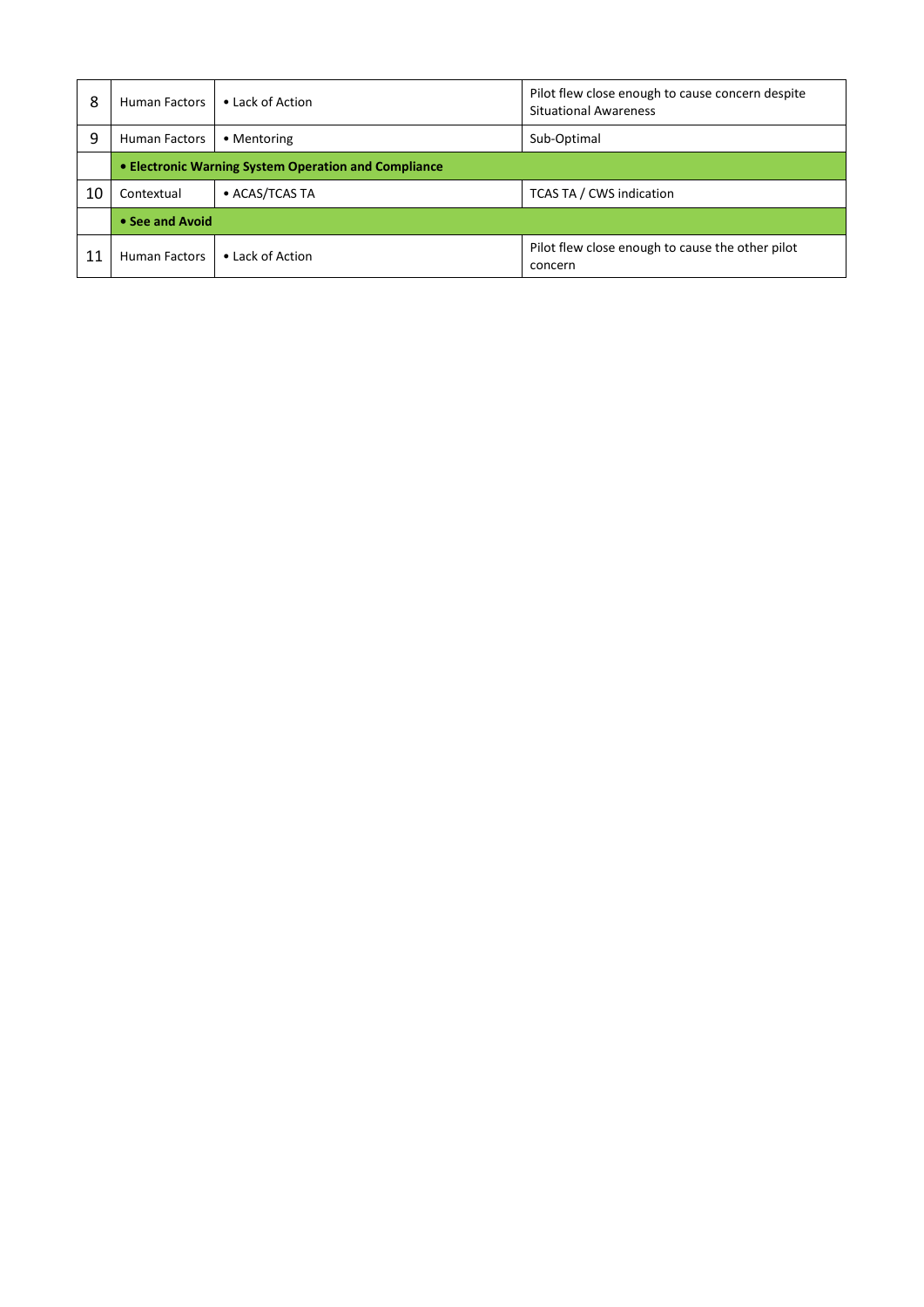| | | | |
|---|---|---|---|
| 8 | Human Factors | • Lack of Action | Pilot flew close enough to cause concern despite Situational Awareness |
| 9 | Human Factors | • Mentoring | Sub-Optimal |
| | **• Electronic Warning System Operation and Compliance** | | |
| 10 | Contextual | • ACAS/TCAS TA | TCAS TA / CWS indication |
| | **• See and Avoid** | | |
| 11 | Human Factors | • Lack of Action | Pilot flew close enough to cause the other pilot concern |